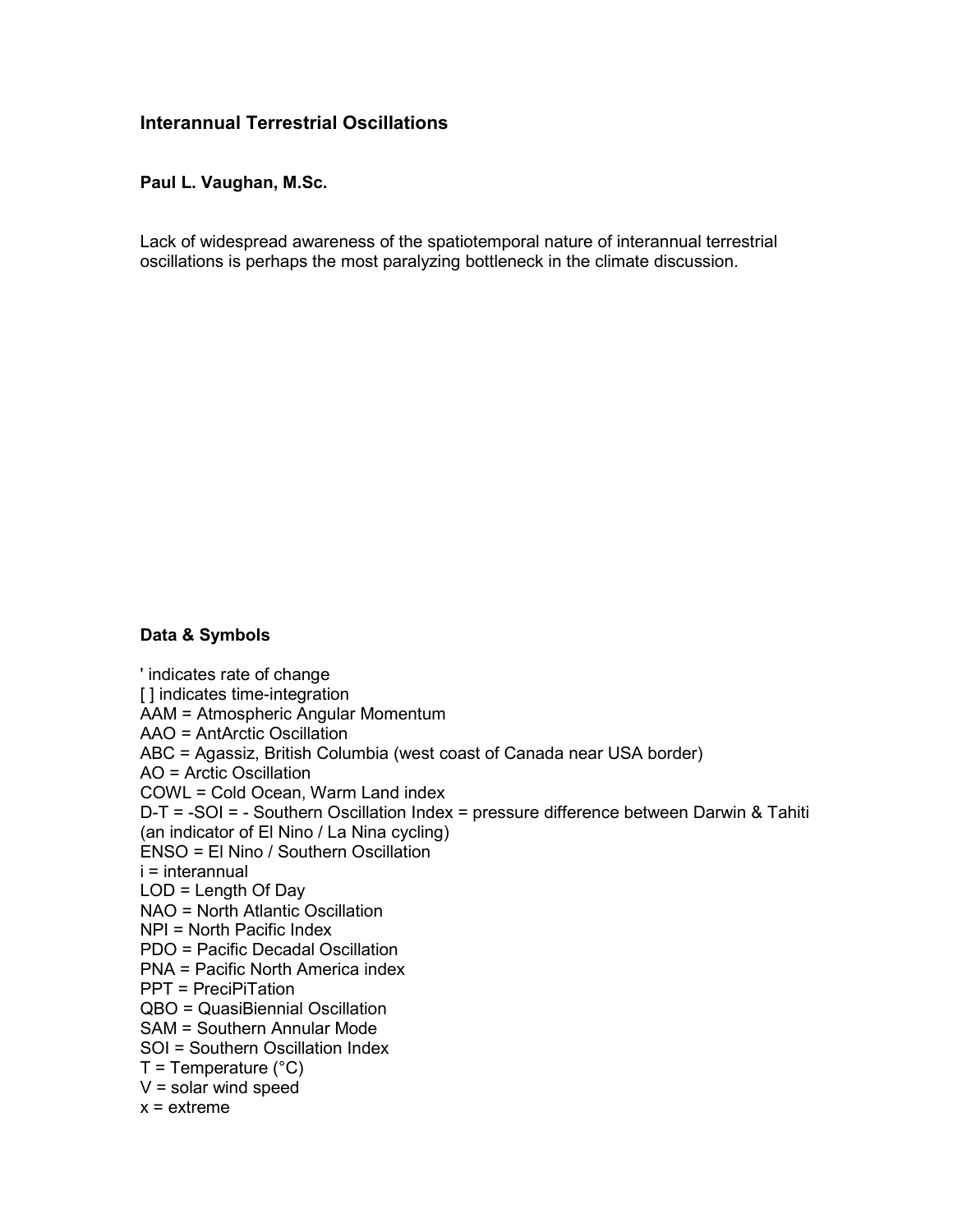# Interannual Terrestrial Oscillations

**Paul L. Vaughan, M.Sc.**

Lack of widespread awareness of the spatiotemporal nature of interannual terrestrial oscillations is perhaps the most paralyzing bottleneck in the climate discussion.

## Data & Symbols

' indicates rate of change
[ ] indicates time-integration
AAM = Atmospheric Angular Momentum
AAO = AntArctic Oscillation
ABC = Agassiz, British Columbia (west coast of Canada near USA border)
AO = Arctic Oscillation
COWL = Cold Ocean, Warm Land index
D-T = -SOI = - Southern Oscillation Index = pressure difference between Darwin & Tahiti (an indicator of El Nino / La Nina cycling)
ENSO = El Nino / Southern Oscillation
i = interannual
LOD = Length Of Day
NAO = North Atlantic Oscillation
NPI = North Pacific Index
PDO = Pacific Decadal Oscillation
PNA = Pacific North America index
PPT = PreciPiTation
QBO = QuasiBiennial Oscillation
SAM = Southern Annular Mode
SOI = Southern Oscillation Index
T = Temperature (°C)
V = solar wind speed
x = extreme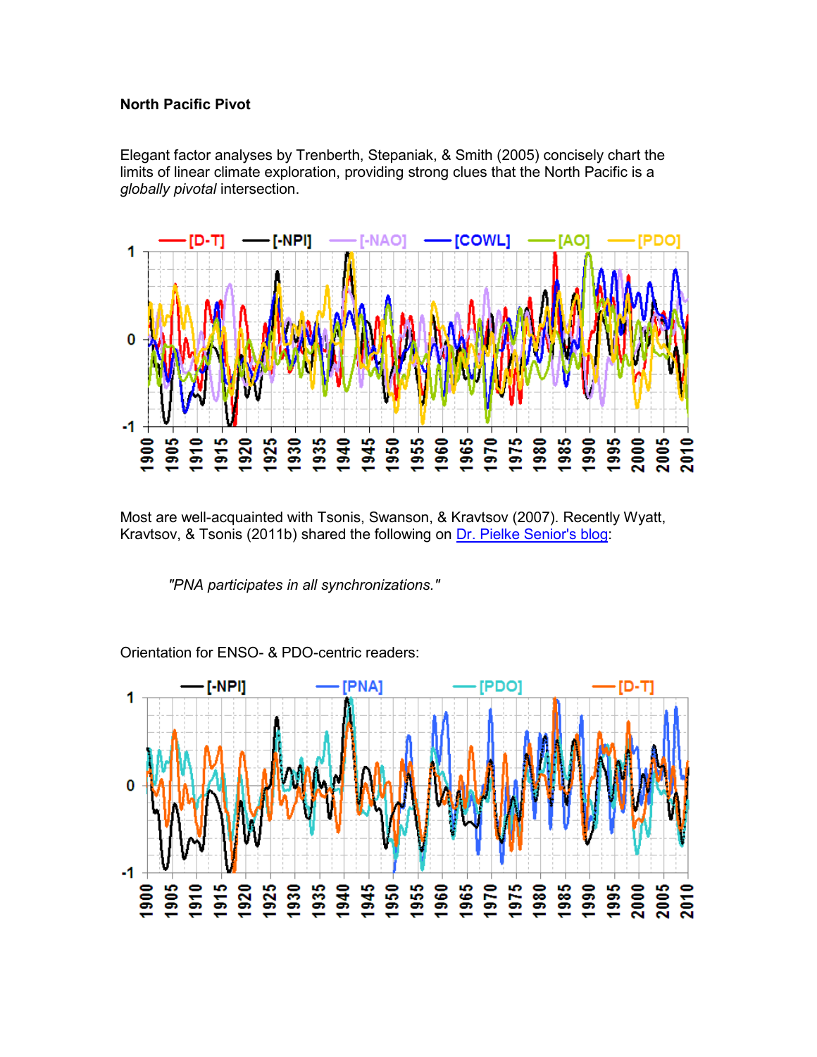**North Pacific Pivot**

Elegant factor analyses by Trenberth, Stepaniak, & Smith (2005) concisely chart the limits of linear climate exploration, providing strong clues that the North Pacific is a *globally pivotal* intersection.

Most are well-acquainted with Tsonis, Swanson, & Kravtsov (2007). Recently Wyatt, Kravtsov, & Tsonis (2011b) shared the following on Dr. Pielke Senior's blog:

> *"PNA participates in all synchronizations."*

Orientation for ENSO- & PDO-centric readers: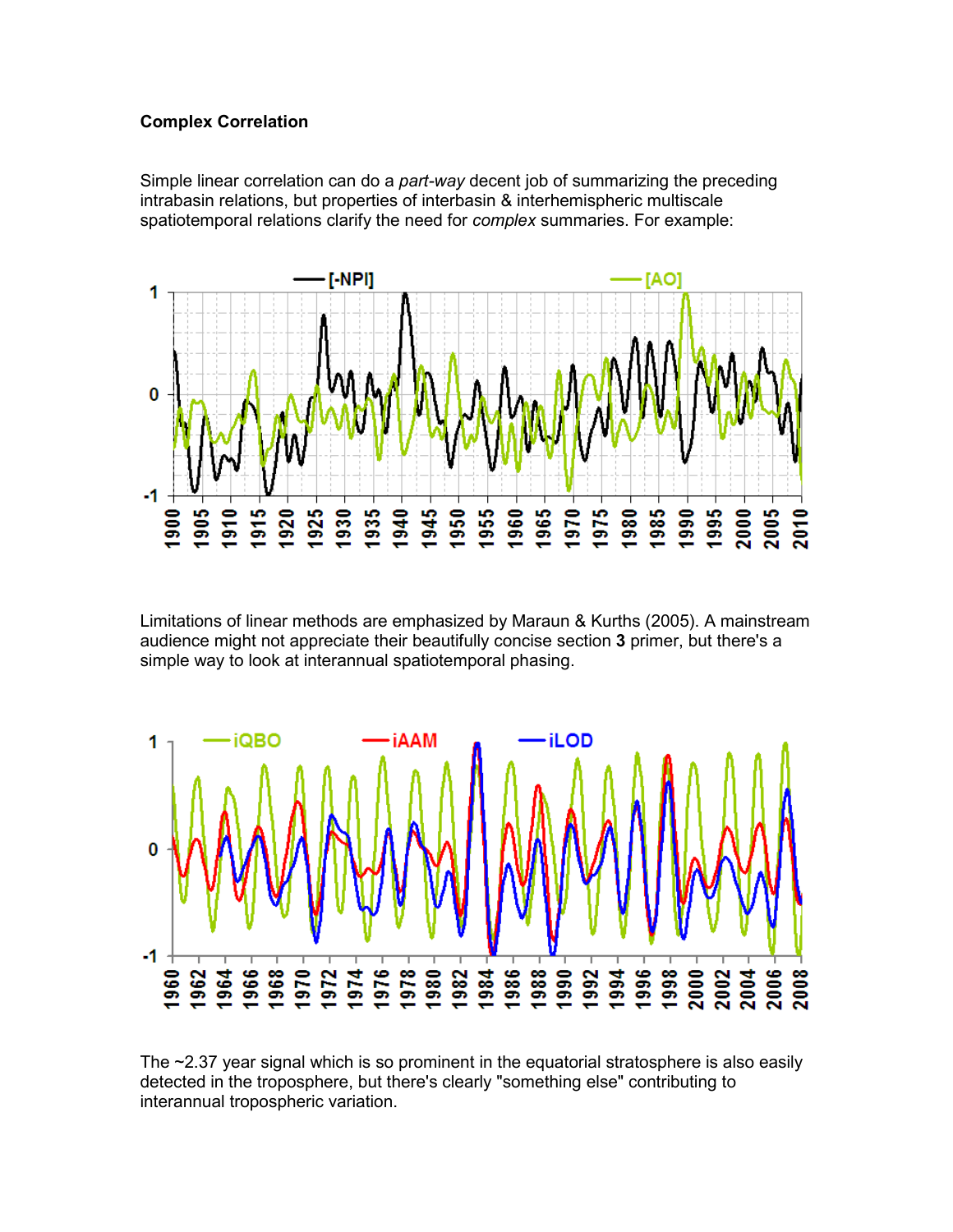**Complex Correlation**

Simple linear correlation can do a *part-way* decent job of summarizing the preceding intrabasin relations, but properties of interbasin & interhemispheric multiscale spatiotemporal relations clarify the need for *complex* summaries. For example:

Limitations of linear methods are emphasized by Maraun & Kurths (2005). A mainstream audience might not appreciate their beautifully concise section **3** primer, but there's a simple way to look at interannual spatiotemporal phasing.

The ~2.37 year signal which is so prominent in the equatorial stratosphere is also easily detected in the troposphere, but there's clearly "something else" contributing to interannual tropospheric variation.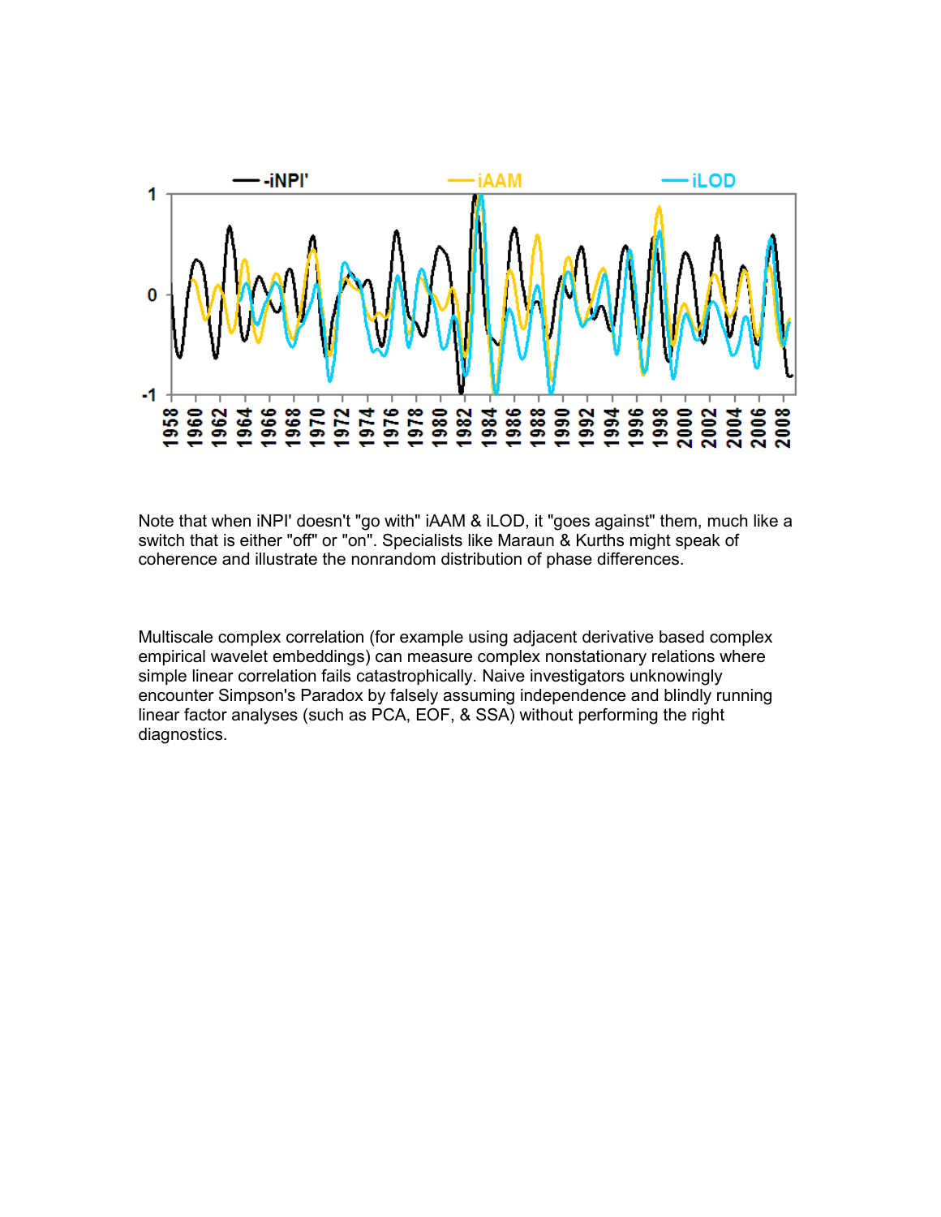Note that when iNPI' doesn't "go with" iAAM & iLOD, it "goes against" them, much like a switch that is either "off" or "on". Specialists like Maraun & Kurths might speak of coherence and illustrate the nonrandom distribution of phase differences.

Multiscale complex correlation (for example using adjacent derivative based complex empirical wavelet embeddings) can measure complex nonstationary relations where simple linear correlation fails catastrophically. Naive investigators unknowingly encounter Simpson's Paradox by falsely assuming independence and blindly running linear factor analyses (such as PCA, EOF, & SSA) without performing the right diagnostics.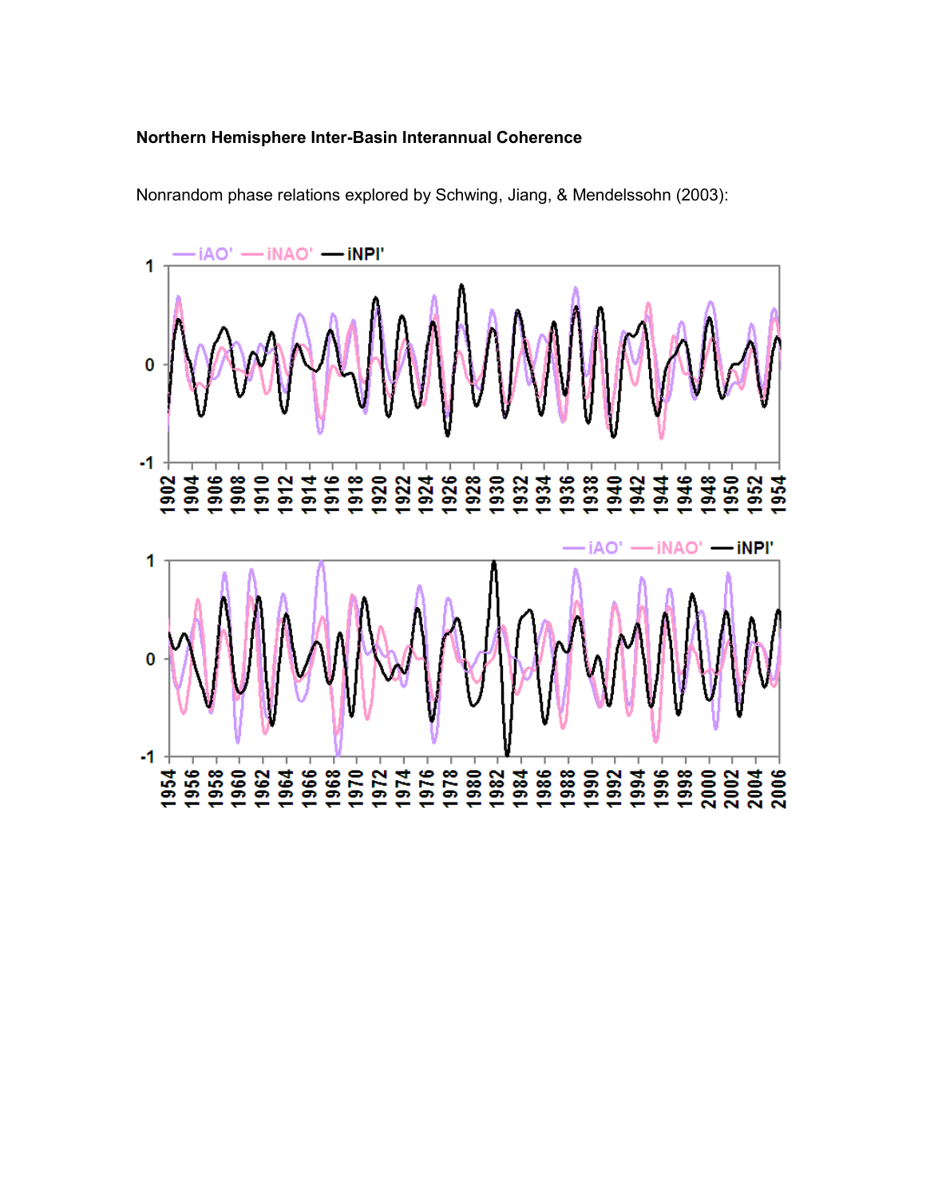**Northern Hemisphere Inter-Basin Interannual Coherence**

Nonrandom phase relations explored by Schwing, Jiang, & Mendelssohn (2003):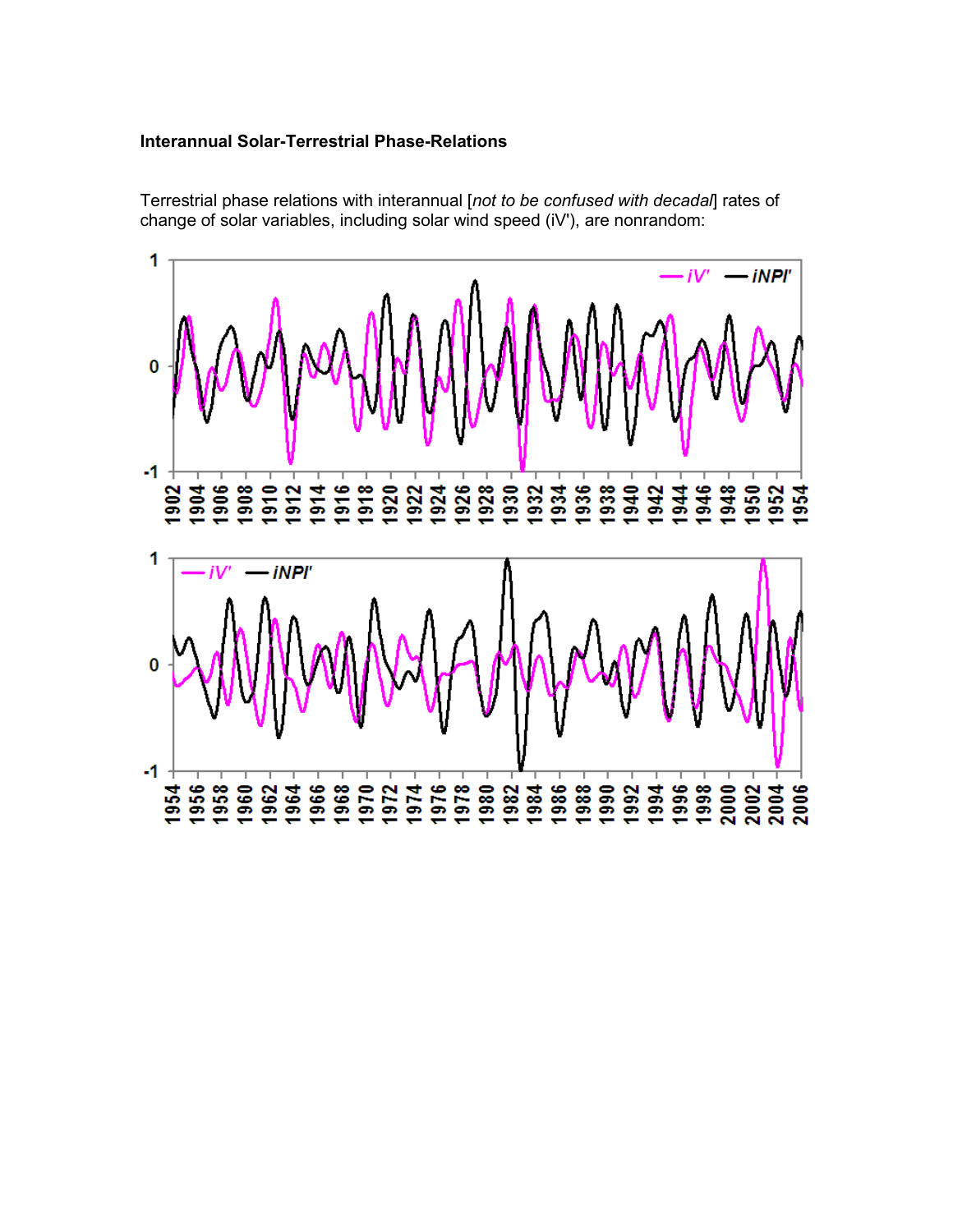**Interannual Solar-Terrestrial Phase-Relations**

Terrestrial phase relations with interannual [*not to be confused with decadal*] rates of change of solar variables, including solar wind speed (iV'), are nonrandom: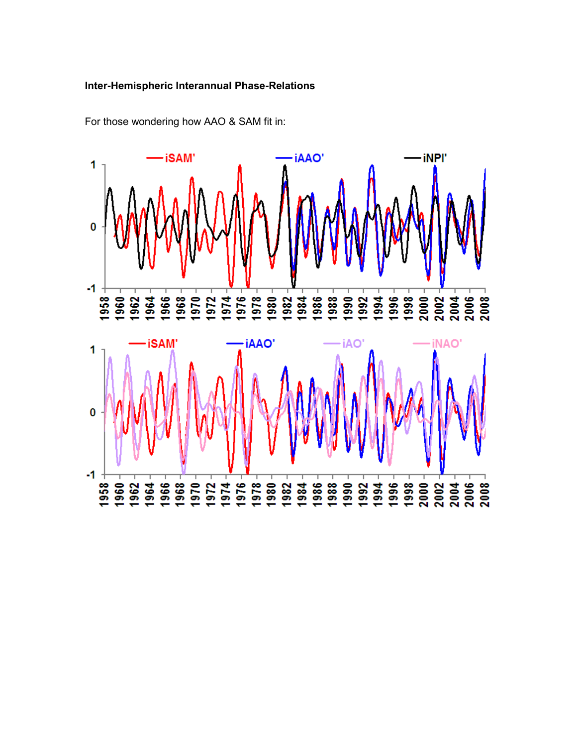**Inter-Hemispheric Interannual Phase-Relations**

For those wondering how AAO & SAM fit in: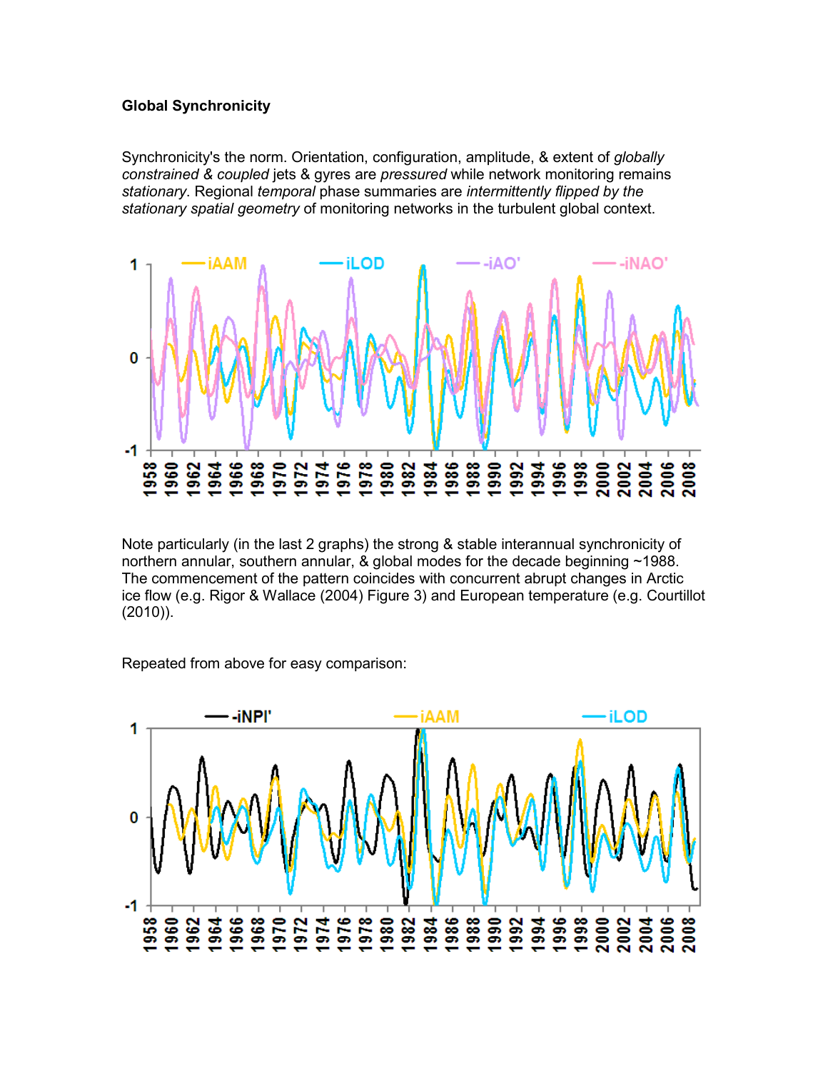**Global Synchronicity**

Synchronicity's the norm. Orientation, configuration, amplitude, & extent of *globally constrained & coupled* jets & gyres are *pressured* while network monitoring remains *stationary*. Regional *temporal* phase summaries are *intermittently flipped by the stationary spatial geometry* of monitoring networks in the turbulent global context.

Note particularly (in the last 2 graphs) the strong & stable interannual synchronicity of northern annular, southern annular, & global modes for the decade beginning ~1988. The commencement of the pattern coincides with concurrent abrupt changes in Arctic ice flow (e.g. Rigor & Wallace (2004) Figure 3) and European temperature (e.g. Courtillot (2010)).

Repeated from above for easy comparison: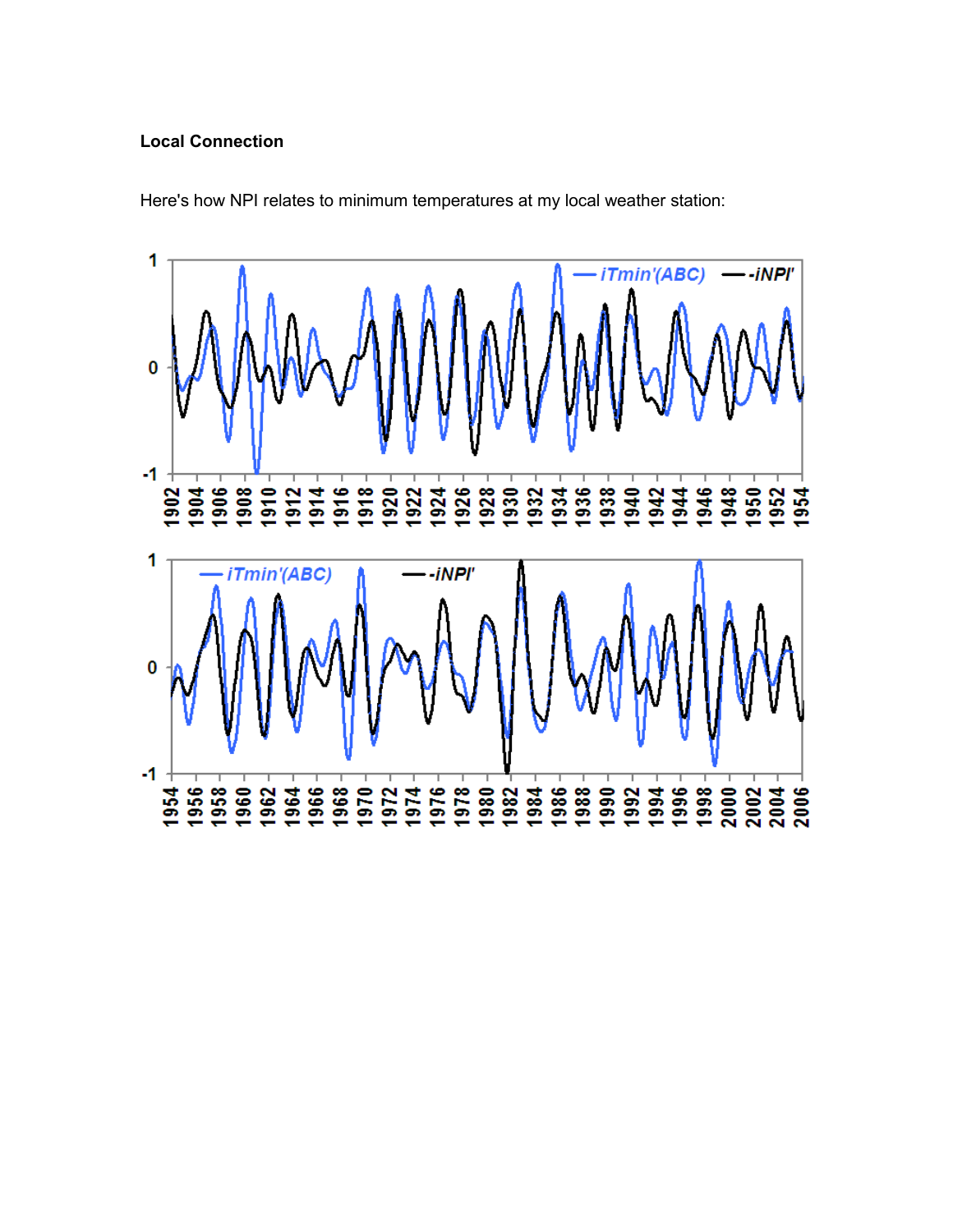**Local Connection**

Here's how NPI relates to minimum temperatures at my local weather station: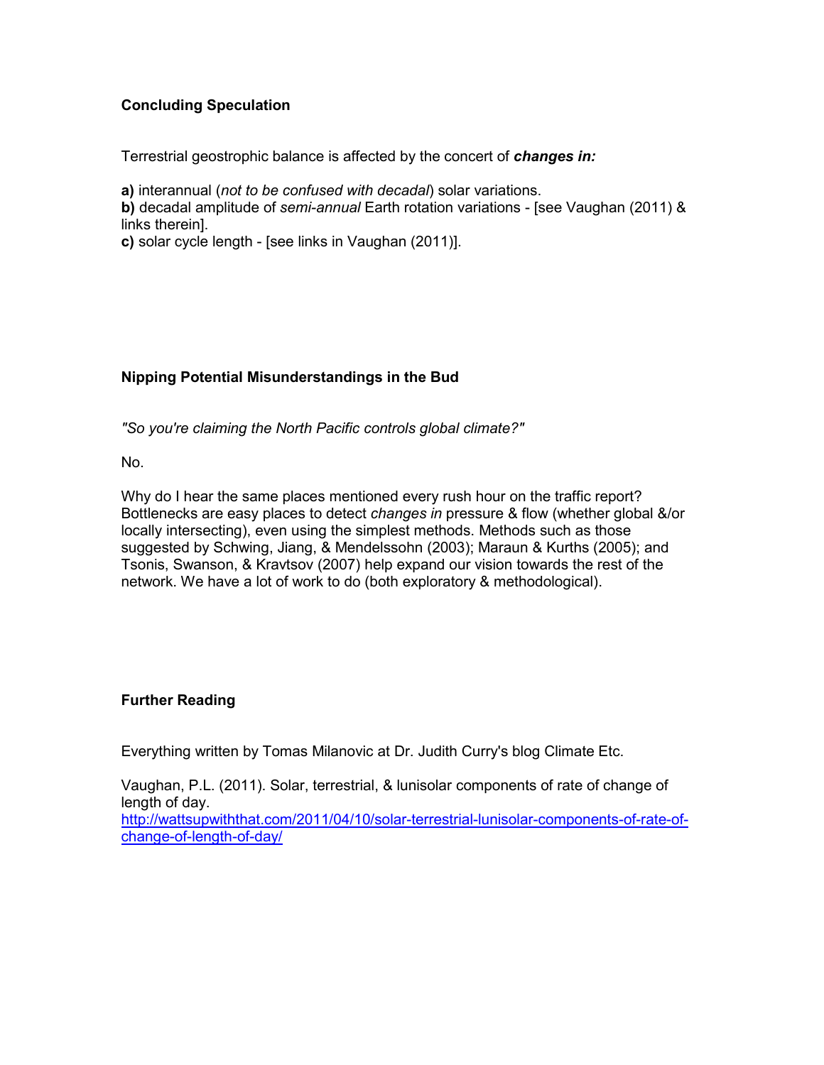## Concluding Speculation

Terrestrial geostrophic balance is affected by the concert of ***changes in:***

**a)** interannual (*not to be confused with decadal*) solar variations.
**b)** decadal amplitude of *semi-annual* Earth rotation variations - [see Vaughan (2011) & links therein].
**c)** solar cycle length - [see links in Vaughan (2011)].

## Nipping Potential Misunderstandings in the Bud

*"So you're claiming the North Pacific controls global climate?"*

No.

Why do I hear the same places mentioned every rush hour on the traffic report? Bottlenecks are easy places to detect *changes in* pressure & flow (whether global &/or locally intersecting), even using the simplest methods. Methods such as those suggested by Schwing, Jiang, & Mendelssohn (2003); Maraun & Kurths (2005); and Tsonis, Swanson, & Kravtsov (2007) help expand our vision towards the rest of the network. We have a lot of work to do (both exploratory & methodological).

## Further Reading

Everything written by Tomas Milanovic at Dr. Judith Curry's blog Climate Etc.

Vaughan, P.L. (2011). Solar, terrestrial, & lunisolar components of rate of change of length of day.
http://wattsupwiththat.com/2011/04/10/solar-terrestrial-lunisolar-components-of-rate-of-change-of-length-of-day/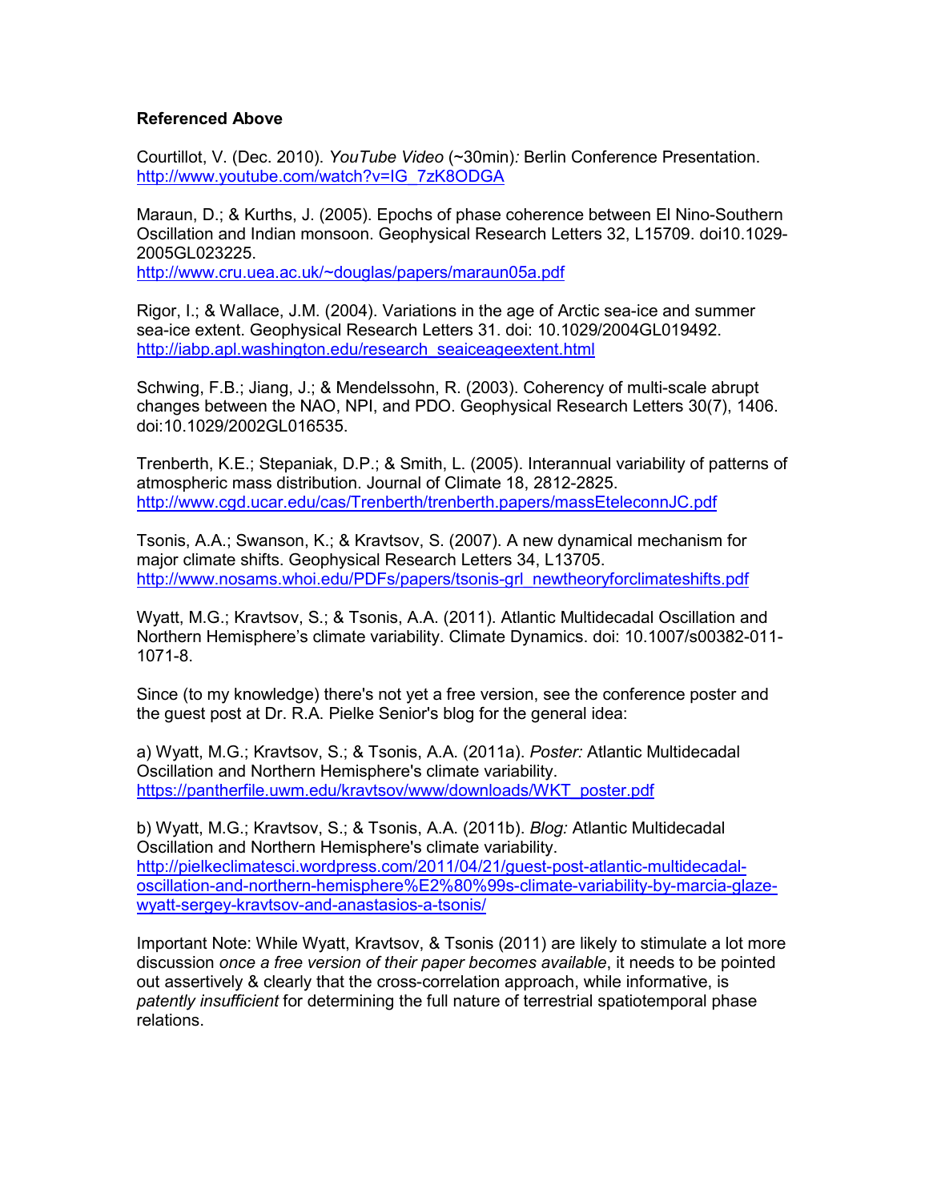**Referenced Above**

Courtillot, V. (Dec. 2010). *YouTube Video* (~30min)*:* Berlin Conference Presentation. http://www.youtube.com/watch?v=IG_7zK8ODGA

Maraun, D.; & Kurths, J. (2005). Epochs of phase coherence between El Nino-Southern Oscillation and Indian monsoon. Geophysical Research Letters 32, L15709. doi10.1029-2005GL023225.
http://www.cru.uea.ac.uk/~douglas/papers/maraun05a.pdf

Rigor, I.; & Wallace, J.M. (2004). Variations in the age of Arctic sea-ice and summer sea-ice extent. Geophysical Research Letters 31. doi: 10.1029/2004GL019492.
http://iabp.apl.washington.edu/research_seaiceageextent.html

Schwing, F.B.; Jiang, J.; & Mendelssohn, R. (2003). Coherency of multi-scale abrupt changes between the NAO, NPI, and PDO. Geophysical Research Letters 30(7), 1406. doi:10.1029/2002GL016535.

Trenberth, K.E.; Stepaniak, D.P.; & Smith, L. (2005). Interannual variability of patterns of atmospheric mass distribution. Journal of Climate 18, 2812-2825.
http://www.cgd.ucar.edu/cas/Trenberth/trenberth.papers/massEteleconnJC.pdf

Tsonis, A.A.; Swanson, K.; & Kravtsov, S. (2007). A new dynamical mechanism for major climate shifts. Geophysical Research Letters 34, L13705.
http://www.nosams.whoi.edu/PDFs/papers/tsonis-grl_newtheoryforclimateshifts.pdf

Wyatt, M.G.; Kravtsov, S.; & Tsonis, A.A. (2011). Atlantic Multidecadal Oscillation and Northern Hemisphere's climate variability. Climate Dynamics. doi: 10.1007/s00382-011-1071-8.

Since (to my knowledge) there's not yet a free version, see the conference poster and the guest post at Dr. R.A. Pielke Senior's blog for the general idea:

a) Wyatt, M.G.; Kravtsov, S.; & Tsonis, A.A. (2011a). *Poster:* Atlantic Multidecadal Oscillation and Northern Hemisphere's climate variability.
https://pantherfile.uwm.edu/kravtsov/www/downloads/WKT_poster.pdf

b) Wyatt, M.G.; Kravtsov, S.; & Tsonis, A.A. (2011b). *Blog:* Atlantic Multidecadal Oscillation and Northern Hemisphere's climate variability.
http://pielkeclimatesci.wordpress.com/2011/04/21/guest-post-atlantic-multidecadal-oscillation-and-northern-hemisphere%E2%80%99s-climate-variability-by-marcia-glaze-wyatt-sergey-kravtsov-and-anastasios-a-tsonis/

Important Note: While Wyatt, Kravtsov, & Tsonis (2011) are likely to stimulate a lot more discussion *once a free version of their paper becomes available*, it needs to be pointed out assertively & clearly that the cross-correlation approach, while informative, is *patently insufficient* for determining the full nature of terrestrial spatiotemporal phase relations.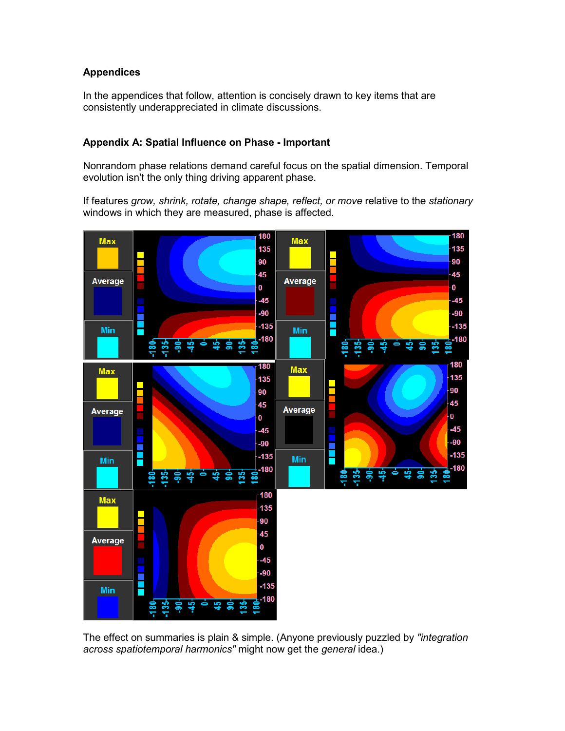## Appendices

In the appendices that follow, attention is concisely drawn to key items that are consistently underappreciated in climate discussions.

### Appendix A: Spatial Influence on Phase - Important

Nonrandom phase relations demand careful focus on the spatial dimension. Temporal evolution isn't the only thing driving apparent phase.

If features *grow, shrink, rotate, change shape, reflect, or move* relative to the *stationary* windows in which they are measured, phase is affected.

The effect on summaries is plain & simple. (Anyone previously puzzled by *"integration across spatiotemporal harmonics"* might now get the *general* idea.)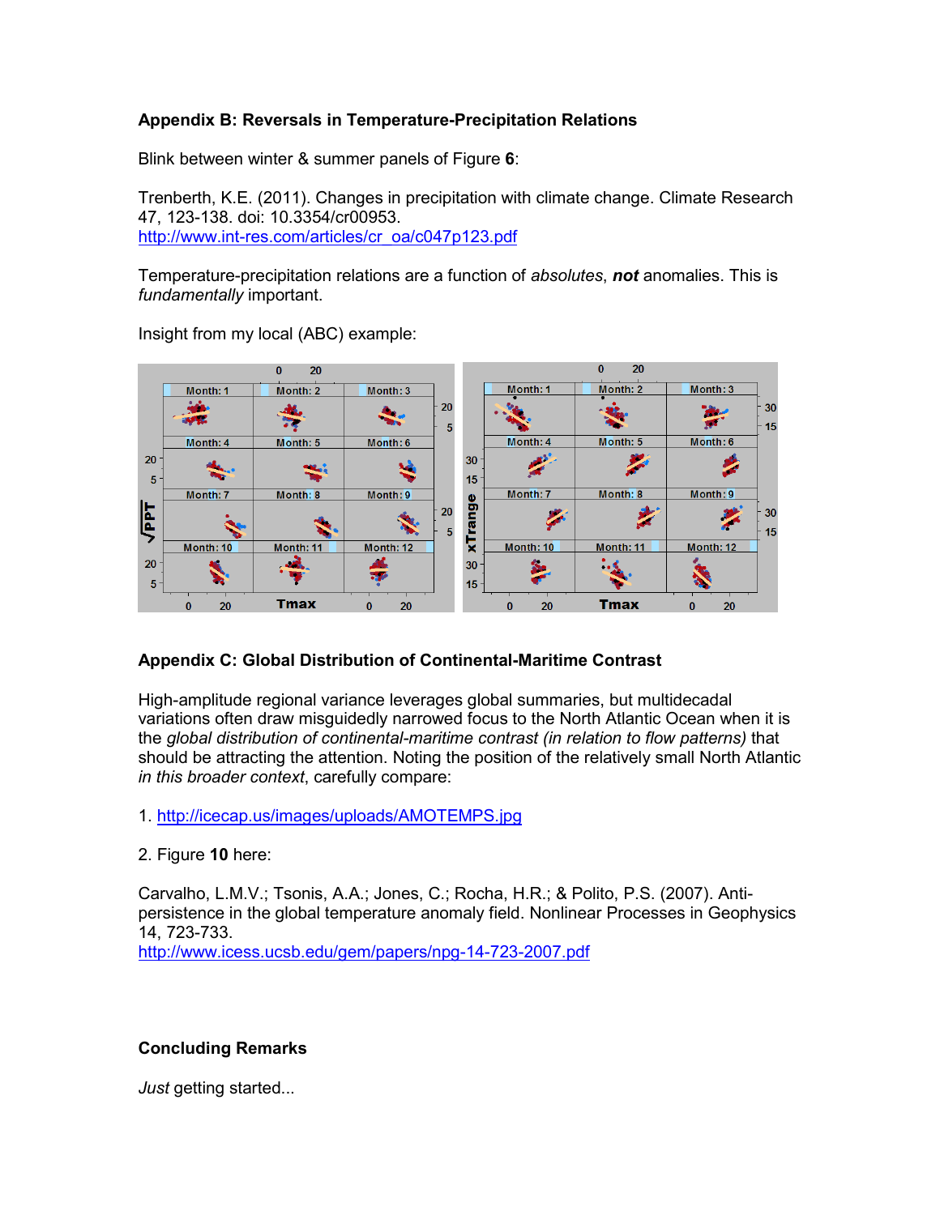**Appendix B: Reversals in Temperature-Precipitation Relations**

Blink between winter & summer panels of Figure **6**:

Trenberth, K.E. (2011). Changes in precipitation with climate change. Climate Research 47, 123-138. doi: 10.3354/cr00953.
http://www.int-res.com/articles/cr_oa/c047p123.pdf

Temperature-precipitation relations are a function of *absolutes*, ***not*** anomalies. This is *fundamentally* important.

Insight from my local (ABC) example:

0 20
Month: 1 Month: 2 Month: 3
20
5
Month: 4 Month: 5 Month: 6
20
5
Month: 7 Month: 8 Month: 9
√PPT
20
5
Month: 10 Month: 11 Month: 12
20
5
0 20 Tmax 0 20

0 20
Month: 1 Month: 2 Month: 3
30
15
Month: 4 Month: 5 Month: 6
30
15
Month: 7 Month: 8 Month: 9
xTrange
30
15
Month: 10 Month: 11 Month: 12
30
15
0 20 Tmax 0 20

**Appendix C: Global Distribution of Continental-Maritime Contrast**

High-amplitude regional variance leverages global summaries, but multidecadal variations often draw misguidedly narrowed focus to the North Atlantic Ocean when it is the *global distribution of continental-maritime contrast (in relation to flow patterns)* that should be attracting the attention. Noting the position of the relatively small North Atlantic *in this broader context*, carefully compare:

1. http://icecap.us/images/uploads/AMOTEMPS.jpg

2. Figure **10** here:

Carvalho, L.M.V.; Tsonis, A.A.; Jones, C.; Rocha, H.R.; & Polito, P.S. (2007). Anti-persistence in the global temperature anomaly field. Nonlinear Processes in Geophysics 14, 723-733.
http://www.icess.ucsb.edu/gem/papers/npg-14-723-2007.pdf

**Concluding Remarks**

*Just* getting started...